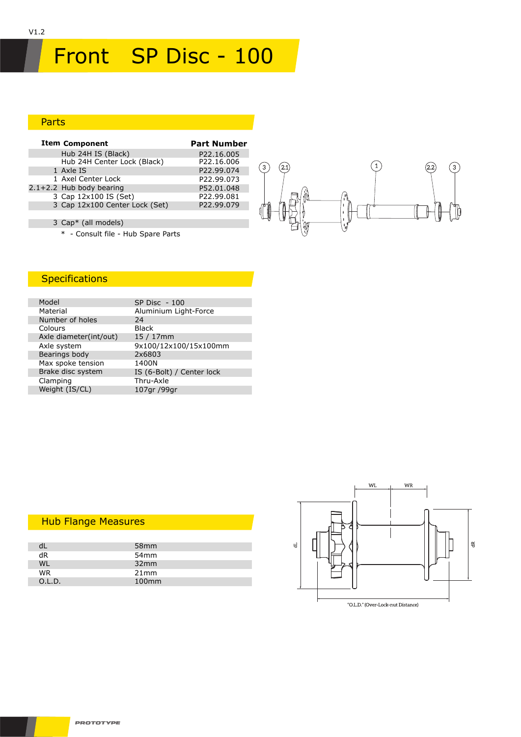V1.2

# Front SP Disc - 100

## Parts

| Item | Component | Part Number |
|---|---|---|
| | Hub 24H IS (Black) | P22.16.005 |
| | Hub 24H Center Lock (Black) | P22.16.006 |
| 1 | Axle IS | P22.99.074 |
| 1 | Axel Center Lock | P22.99.073 |
| 2.1+2.2 | Hub body bearing | P52.01.048 |
| 3 | Cap 12x100 IS (Set) | P22.99.081 |
| 3 | Cap 12x100 Center Lock (Set) | P22.99.079 |
| | | |
| 3 | Cap* (all models) | |

\* - Consult file - Hub Spare Parts

## Specifications

| | |
|---|---|
| Model | SP Disc - 100 |
| Material | Aluminium Light-Force |
| Number of holes | 24 |
| Colours | Black |
| Axle diameter(int/out) | 15 / 17mm |
| Axle system | 9x100/12x100/15x100mm |
| Bearings body | 2x6803 |
| Max spoke tension | 1400N |
| Brake disc system | IS (6-Bolt) / Center lock |
| Clamping | Thru-Axle |
| Weight (IS/CL) | 107gr /99gr |

## Hub Flange Measures

| | |
|---|---|
| dL | 58mm |
| dR | 54mm |
| WL | 32mm |
| WR | 21mm |
| O.L.D. | 100mm |

"O.L.D." (Over-Lock-nut Distance)

PROTOTYPE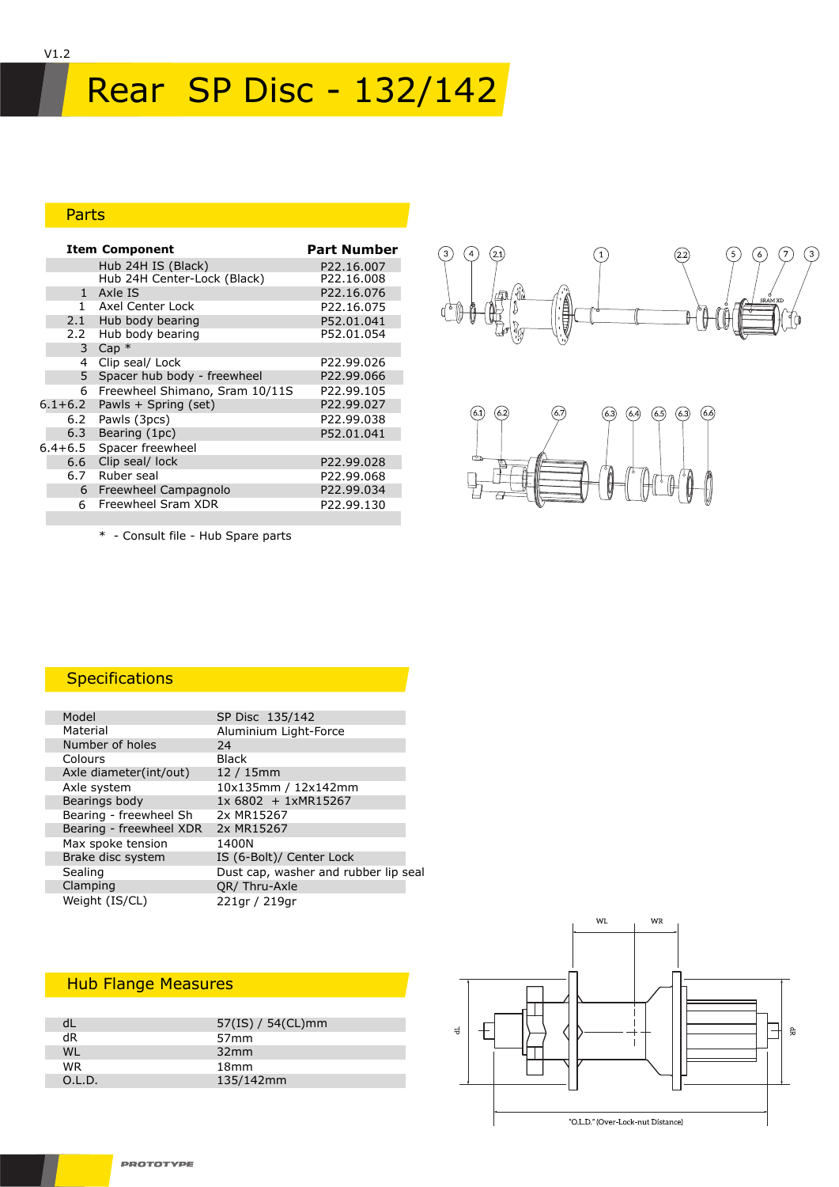V1.2

# Rear  SP Disc - 132/142

## Parts

| Item | Component | Part Number |
|---|---|---|
| | Hub 24H IS (Black) | P22.16.007 |
| | Hub 24H Center-Lock (Black) | P22.16.008 |
| 1 | Axle IS | P22.16.076 |
| 1 | Axel Center Lock | P22.16.075 |
| 2.1 | Hub body bearing | P52.01.041 |
| 2.2 | Hub body bearing | P52.01.054 |
| 3 | Cap * | |
| 4 | Clip seal/ Lock | P22.99.026 |
| 5 | Spacer hub body - freewheel | P22.99.066 |
| 6 | Freewheel Shimano, Sram 10/11S | P22.99.105 |
| 6.1+6.2 | Pawls + Spring (set) | P22.99.027 |
| 6.2 | Pawls (3pcs) | P22.99.038 |
| 6.3 | Bearing (1pc) | P52.01.041 |
| 6.4+6.5 | Spacer freewheel | |
| 6.6 | Clip seal/ lock | P22.99.028 |
| 6.7 | Ruber seal | P22.99.068 |
| 6 | Freewheel Campagnolo | P22.99.034 |
| 6 | Freewheel Sram XDR | P22.99.130 |

\* - Consult file - Hub Spare parts

## Specifications

| | |
|---|---|
| Model | SP Disc 135/142 |
| Material | Aluminium Light-Force |
| Number of holes | 24 |
| Colours | Black |
| Axle diameter(int/out) | 12 / 15mm |
| Axle system | 10x135mm / 12x142mm |
| Bearings body | 1x 6802 + 1xMR15267 |
| Bearing - freewheel Sh | 2x MR15267 |
| Bearing - freewheel XDR | 2x MR15267 |
| Max spoke tension | 1400N |
| Brake disc system | IS (6-Bolt)/ Center Lock |
| Sealing | Dust cap, washer and rubber lip seal |
| Clamping | QR/ Thru-Axle |
| Weight (IS/CL) | 221gr / 219gr |

## Hub Flange Measures

| | |
|---|---|
| dL | 57(IS) / 54(CL)mm |
| dR | 57mm |
| WL | 32mm |
| WR | 18mm |
| O.L.D. | 135/142mm |

WL WR dL dR "O.L.D." (Over-Lock-nut Distance)